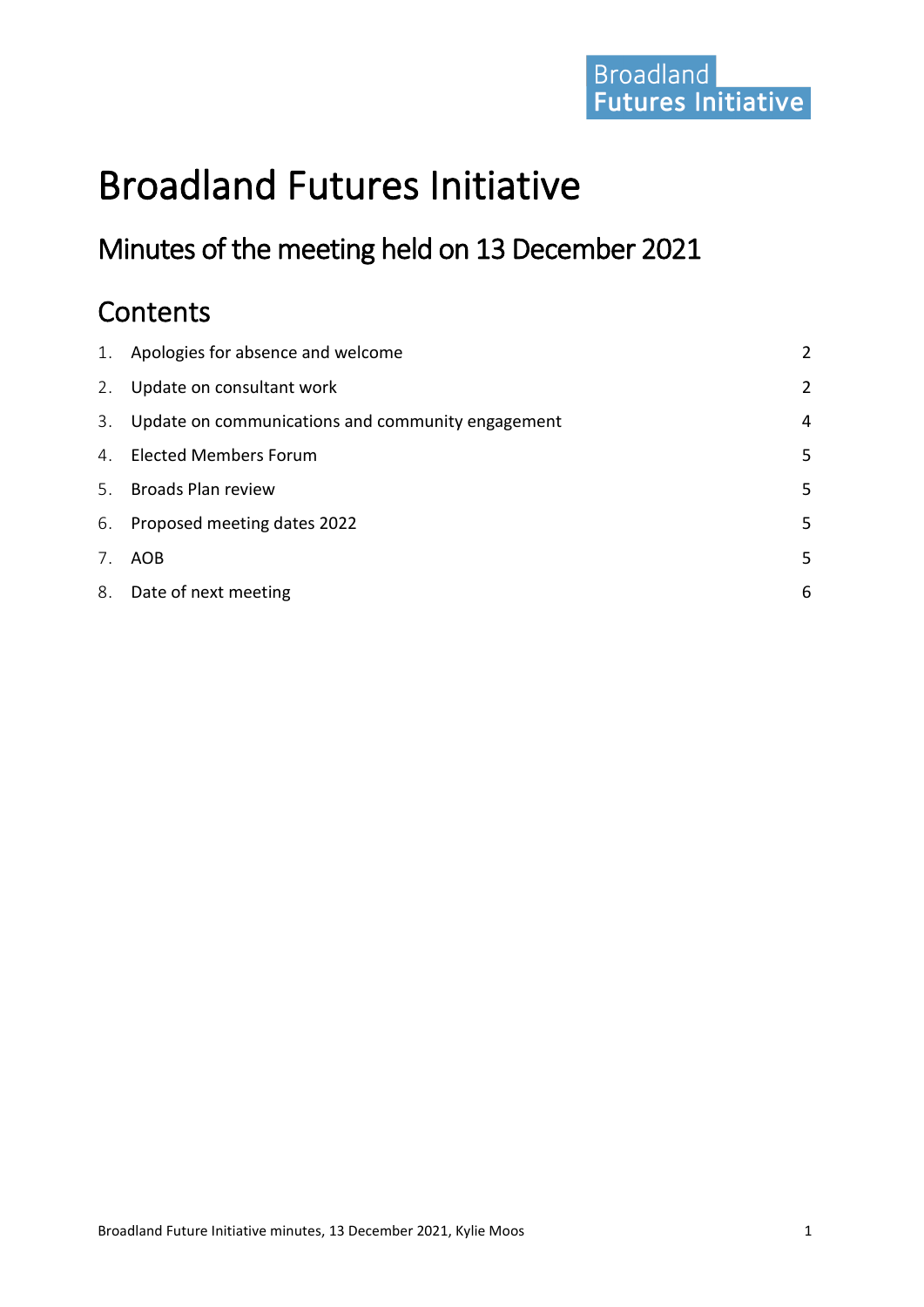Broadland
Futures Initiative

# Broadland Futures Initiative

## Minutes of the meeting held on 13 December 2021

## Contents

| | | |
|---|---|---|
| 1. | Apologies for absence and welcome | 2 |
| 2. | Update on consultant work | 2 |
| 3. | Update on communications and community engagement | 4 |
| 4. | Elected Members Forum | 5 |
| 5. | Broads Plan review | 5 |
| 6. | Proposed meeting dates 2022 | 5 |
| 7. | AOB | 5 |
| 8. | Date of next meeting | 6 |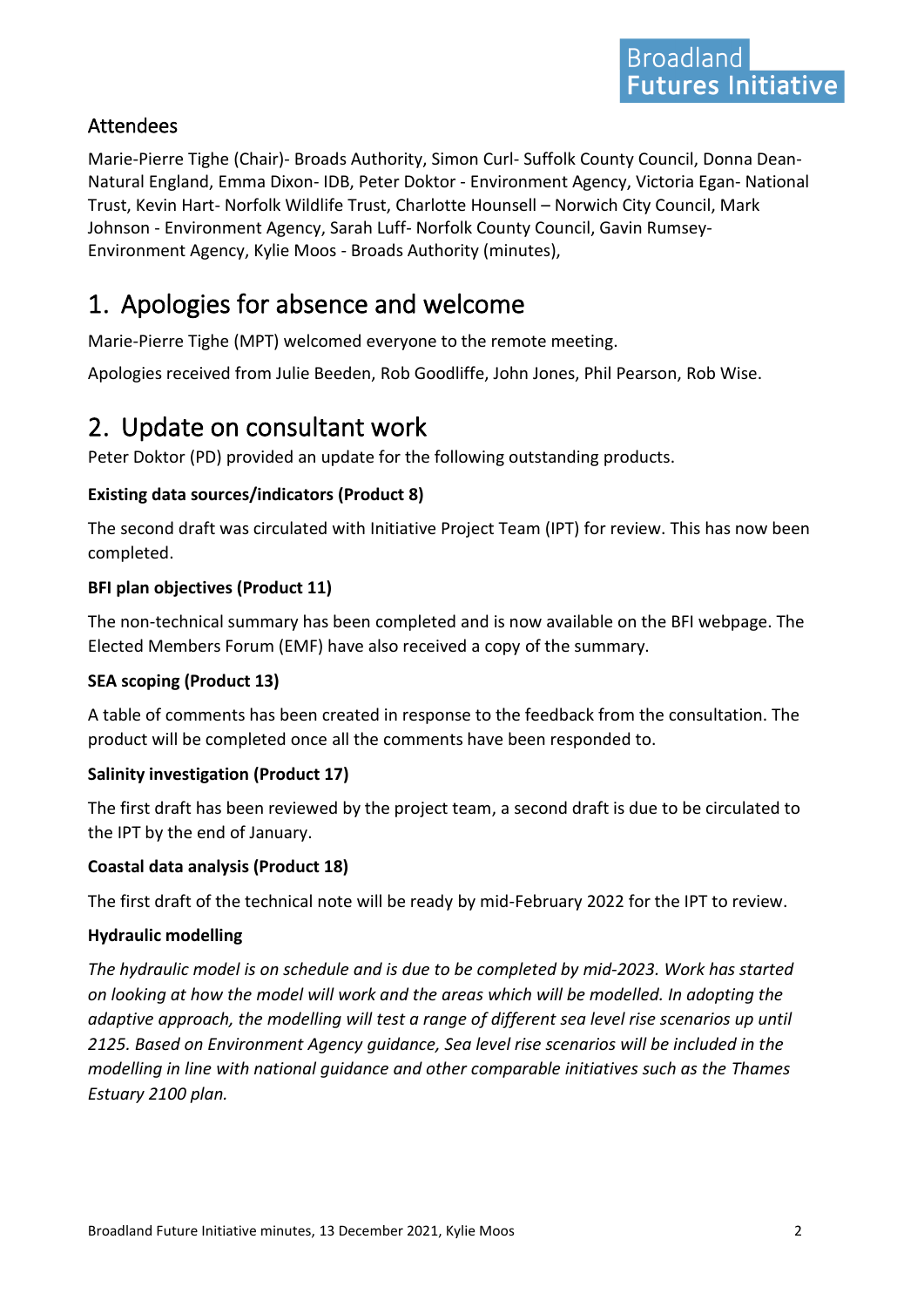## Attendees

Marie-Pierre Tighe (Chair)- Broads Authority, Simon Curl- Suffolk County Council, Donna Dean-Natural England, Emma Dixon- IDB, Peter Doktor - Environment Agency, Victoria Egan- National Trust, Kevin Hart- Norfolk Wildlife Trust, Charlotte Hounsell – Norwich City Council, Mark Johnson - Environment Agency, Sarah Luff- Norfolk County Council, Gavin Rumsey-Environment Agency, Kylie Moos - Broads Authority (minutes),

# 1. Apologies for absence and welcome

Marie-Pierre Tighe (MPT) welcomed everyone to the remote meeting.

Apologies received from Julie Beeden, Rob Goodliffe, John Jones, Phil Pearson, Rob Wise.

# 2. Update on consultant work

Peter Doktor (PD) provided an update for the following outstanding products.

**Existing data sources/indicators (Product 8)**

The second draft was circulated with Initiative Project Team (IPT) for review. This has now been completed.

**BFI plan objectives (Product 11)**

The non-technical summary has been completed and is now available on the BFI webpage. The Elected Members Forum (EMF) have also received a copy of the summary.

**SEA scoping (Product 13)**

A table of comments has been created in response to the feedback from the consultation. The product will be completed once all the comments have been responded to.

**Salinity investigation (Product 17)**

The first draft has been reviewed by the project team, a second draft is due to be circulated to the IPT by the end of January.

**Coastal data analysis (Product 18)**

The first draft of the technical note will be ready by mid-February 2022 for the IPT to review.

**Hydraulic modelling**

*The hydraulic model is on schedule and is due to be completed by mid-2023. Work has started on looking at how the model will work and the areas which will be modelled. In adopting the adaptive approach, the modelling will test a range of different sea level rise scenarios up until 2125. Based on Environment Agency guidance, Sea level rise scenarios will be included in the modelling in line with national guidance and other comparable initiatives such as the Thames Estuary 2100 plan.*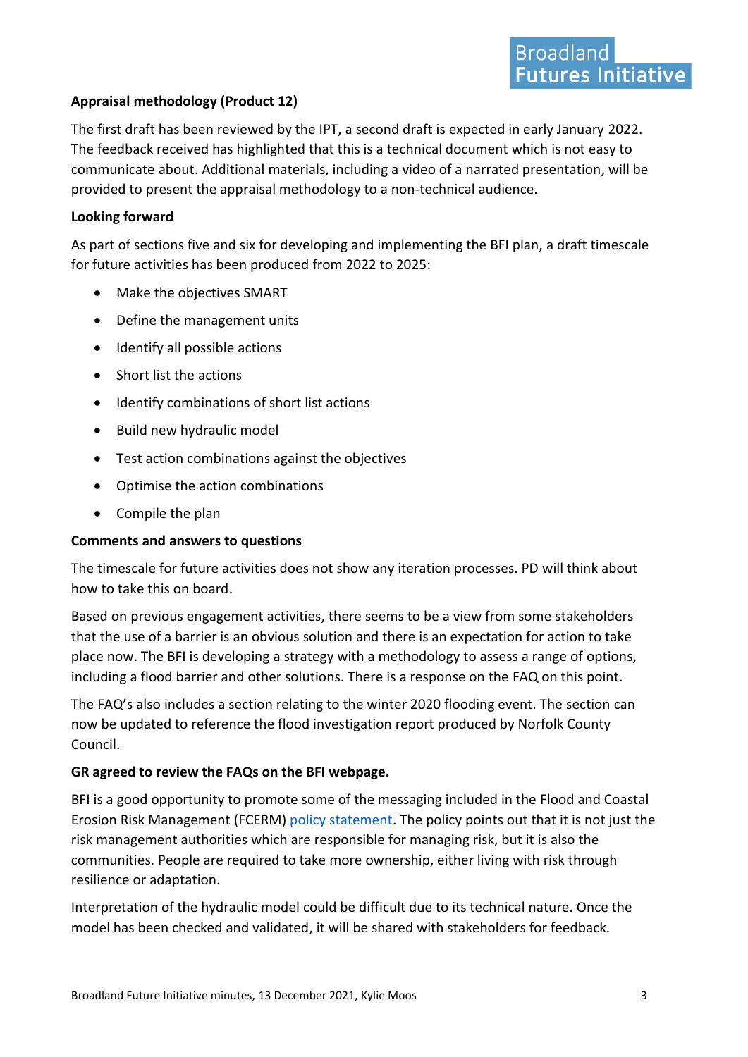**Appraisal methodology (Product 12)**

The first draft has been reviewed by the IPT, a second draft is expected in early January 2022. The feedback received has highlighted that this is a technical document which is not easy to communicate about. Additional materials, including a video of a narrated presentation, will be provided to present the appraisal methodology to a non-technical audience.

**Looking forward**

As part of sections five and six for developing and implementing the BFI plan, a draft timescale for future activities has been produced from 2022 to 2025:

- Make the objectives SMART
- Define the management units
- Identify all possible actions
- Short list the actions
- Identify combinations of short list actions
- Build new hydraulic model
- Test action combinations against the objectives
- Optimise the action combinations
- Compile the plan

**Comments and answers to questions**

The timescale for future activities does not show any iteration processes. PD will think about how to take this on board.

Based on previous engagement activities, there seems to be a view from some stakeholders that the use of a barrier is an obvious solution and there is an expectation for action to take place now. The BFI is developing a strategy with a methodology to assess a range of options, including a flood barrier and other solutions. There is a response on the FAQ on this point.

The FAQ's also includes a section relating to the winter 2020 flooding event. The section can now be updated to reference the flood investigation report produced by Norfolk County Council.

**GR agreed to review the FAQs on the BFI webpage.**

BFI is a good opportunity to promote some of the messaging included in the Flood and Coastal Erosion Risk Management (FCERM) policy statement. The policy points out that it is not just the risk management authorities which are responsible for managing risk, but it is also the communities. People are required to take more ownership, either living with risk through resilience or adaptation.

Interpretation of the hydraulic model could be difficult due to its technical nature. Once the model has been checked and validated, it will be shared with stakeholders for feedback.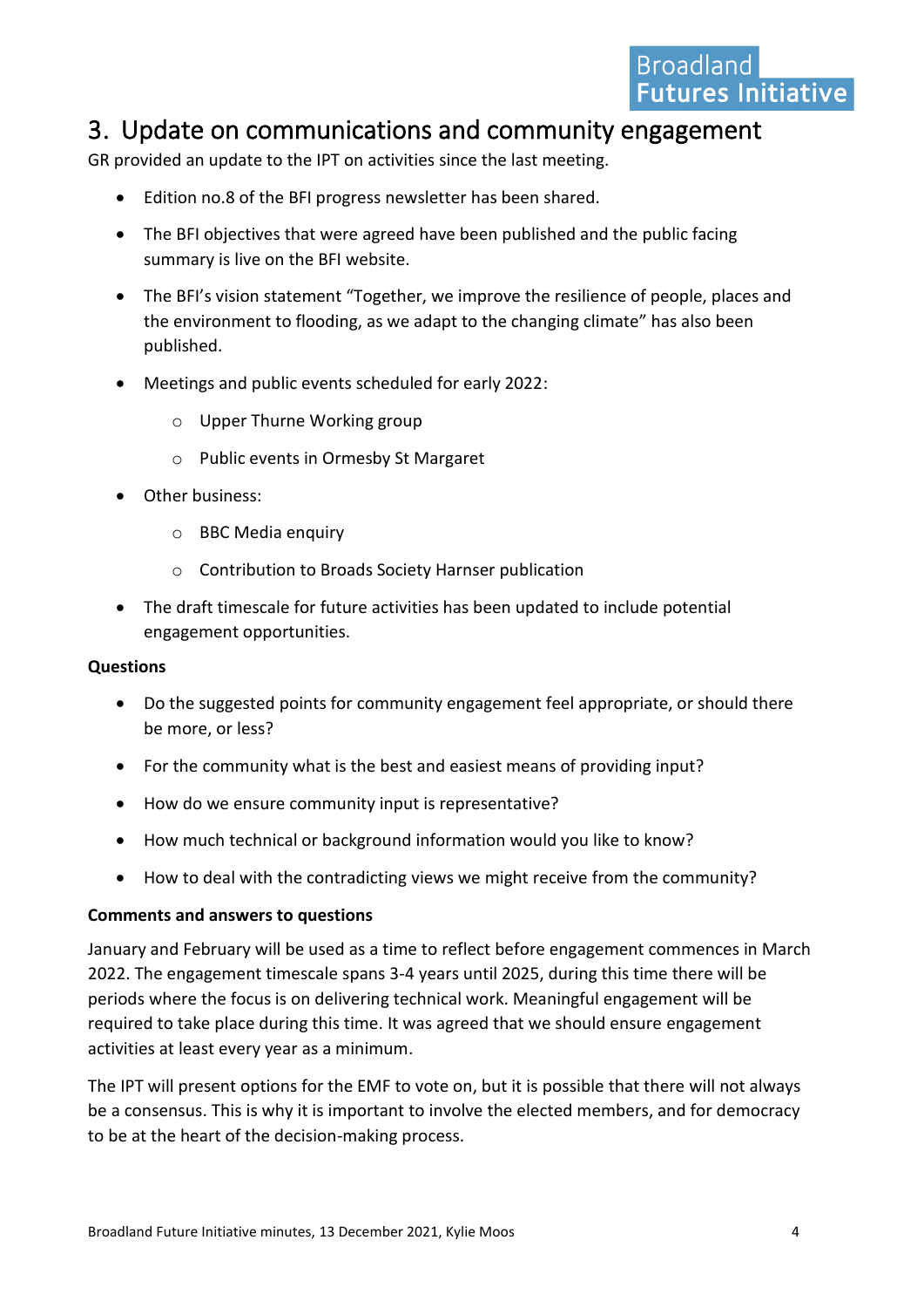## 3. Update on communications and community engagement

GR provided an update to the IPT on activities since the last meeting.

- Edition no.8 of the BFI progress newsletter has been shared.
- The BFI objectives that were agreed have been published and the public facing summary is live on the BFI website.
- The BFI's vision statement "Together, we improve the resilience of people, places and the environment to flooding, as we adapt to the changing climate" has also been published.
- Meetings and public events scheduled for early 2022:
    - Upper Thurne Working group
    - Public events in Ormesby St Margaret
- Other business:
    - BBC Media enquiry
    - Contribution to Broads Society Harnser publication
- The draft timescale for future activities has been updated to include potential engagement opportunities.

**Questions**

- Do the suggested points for community engagement feel appropriate, or should there be more, or less?
- For the community what is the best and easiest means of providing input?
- How do we ensure community input is representative?
- How much technical or background information would you like to know?
- How to deal with the contradicting views we might receive from the community?

**Comments and answers to questions**

January and February will be used as a time to reflect before engagement commences in March 2022. The engagement timescale spans 3-4 years until 2025, during this time there will be periods where the focus is on delivering technical work. Meaningful engagement will be required to take place during this time. It was agreed that we should ensure engagement activities at least every year as a minimum.

The IPT will present options for the EMF to vote on, but it is possible that there will not always be a consensus. This is why it is important to involve the elected members, and for democracy to be at the heart of the decision-making process.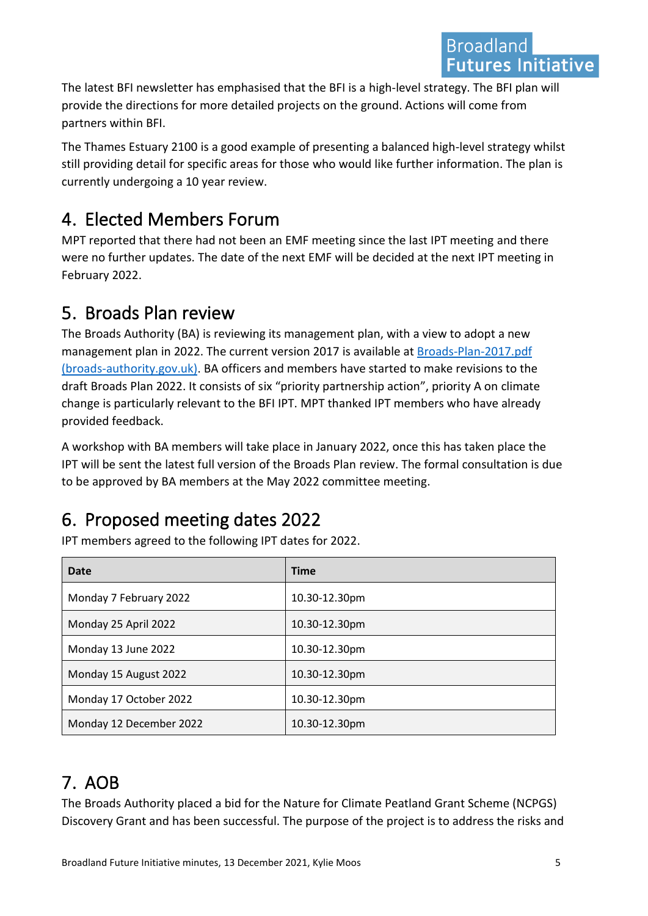The latest BFI newsletter has emphasised that the BFI is a high-level strategy. The BFI plan will provide the directions for more detailed projects on the ground. Actions will come from partners within BFI.

The Thames Estuary 2100 is a good example of presenting a balanced high-level strategy whilst still providing detail for specific areas for those who would like further information. The plan is currently undergoing a 10 year review.

## 4. Elected Members Forum

MPT reported that there had not been an EMF meeting since the last IPT meeting and there were no further updates. The date of the next EMF will be decided at the next IPT meeting in February 2022.

## 5. Broads Plan review

The Broads Authority (BA) is reviewing its management plan, with a view to adopt a new management plan in 2022. The current version 2017 is available at [Broads-Plan-2017.pdf (broads-authority.gov.uk)](). BA officers and members have started to make revisions to the draft Broads Plan 2022. It consists of six "priority partnership action", priority A on climate change is particularly relevant to the BFI IPT. MPT thanked IPT members who have already provided feedback.

A workshop with BA members will take place in January 2022, once this has taken place the IPT will be sent the latest full version of the Broads Plan review. The formal consultation is due to be approved by BA members at the May 2022 committee meeting.

## 6. Proposed meeting dates 2022

IPT members agreed to the following IPT dates for 2022.

| Date | Time |
|---|---|
| Monday 7 February 2022 | 10.30-12.30pm |
| Monday 25 April 2022 | 10.30-12.30pm |
| Monday 13 June 2022 | 10.30-12.30pm |
| Monday 15 August 2022 | 10.30-12.30pm |
| Monday 17 October 2022 | 10.30-12.30pm |
| Monday 12 December 2022 | 10.30-12.30pm |

## 7. AOB

The Broads Authority placed a bid for the Nature for Climate Peatland Grant Scheme (NCPGS) Discovery Grant and has been successful. The purpose of the project is to address the risks and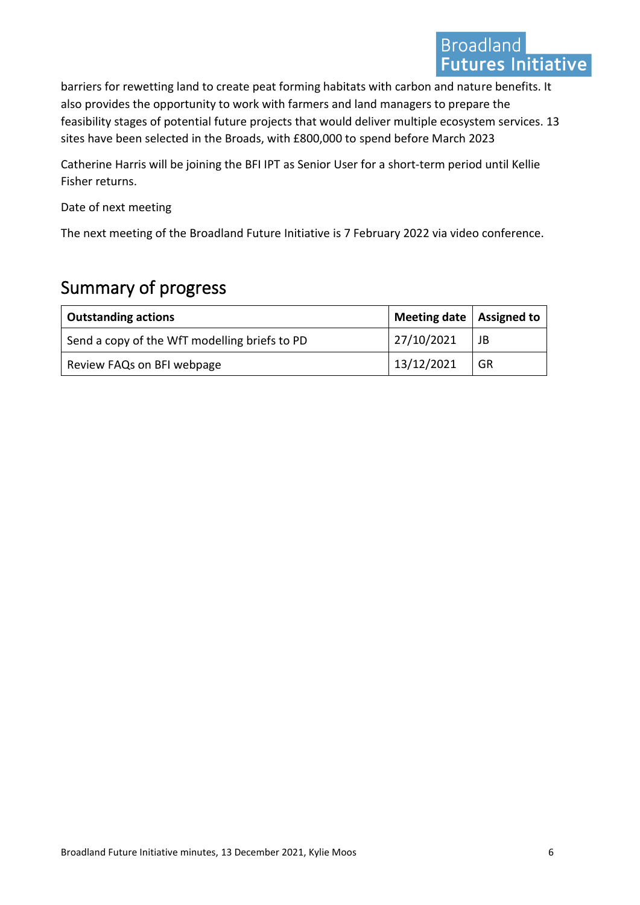barriers for rewetting land to create peat forming habitats with carbon and nature benefits. It also provides the opportunity to work with farmers and land managers to prepare the feasibility stages of potential future projects that would deliver multiple ecosystem services. 13 sites have been selected in the Broads, with £800,000 to spend before March 2023

Catherine Harris will be joining the BFI IPT as Senior User for a short-term period until Kellie Fisher returns.

Date of next meeting

The next meeting of the Broadland Future Initiative is 7 February 2022 via video conference.

## Summary of progress

| Outstanding actions | Meeting date | Assigned to |
|---|---|---|
| Send a copy of the WfT modelling briefs to PD | 27/10/2021 | JB |
| Review FAQs on BFI webpage | 13/12/2021 | GR |